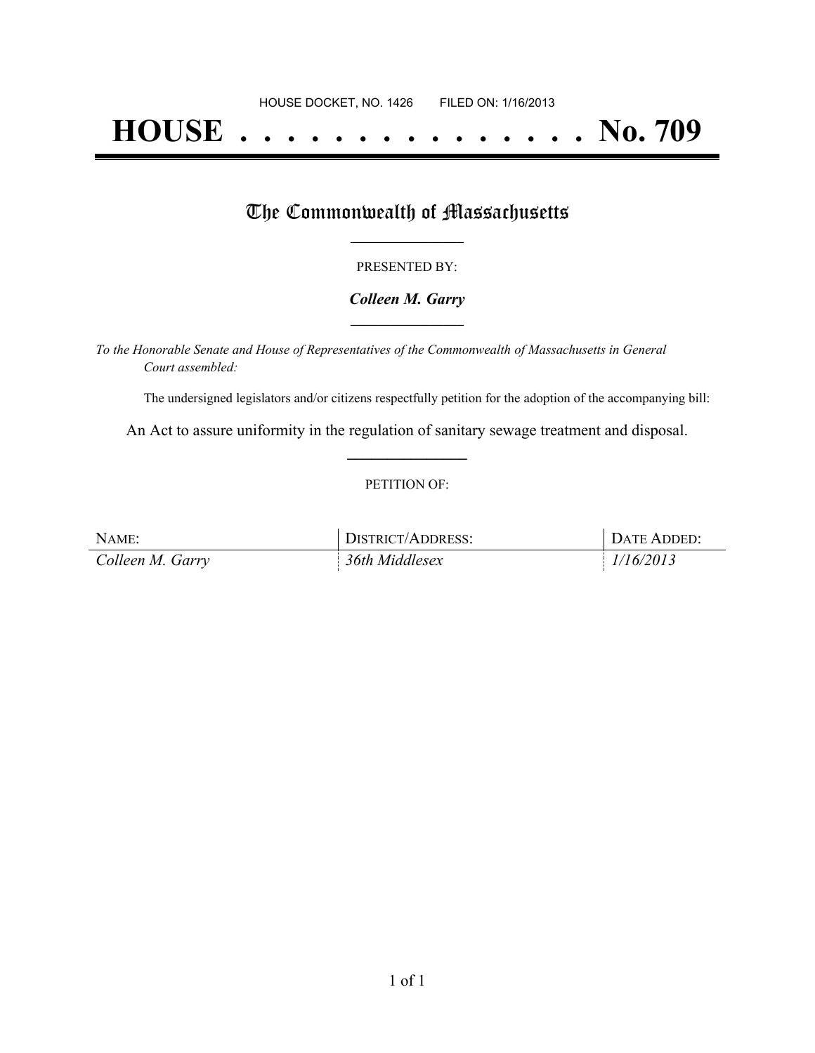HOUSE DOCKET, NO. 1426        FILED ON: 1/16/2013

# HOUSE . . . . . . . . . . . . . . . No. 709

## The Commonwealth of Massachusetts

PRESENTED BY:

***Colleen M. Garry***

*To the Honorable Senate and House of Representatives of the Commonwealth of Massachusetts in General Court assembled:*

The undersigned legislators and/or citizens respectfully petition for the adoption of the accompanying bill:

An Act to assure uniformity in the regulation of sanitary sewage treatment and disposal.

PETITION OF:

| NAME: | DISTRICT/ADDRESS: | DATE ADDED: |
| --- | --- | --- |
| *Colleen M. Garry* | *36th Middlesex* | *1/16/2013* |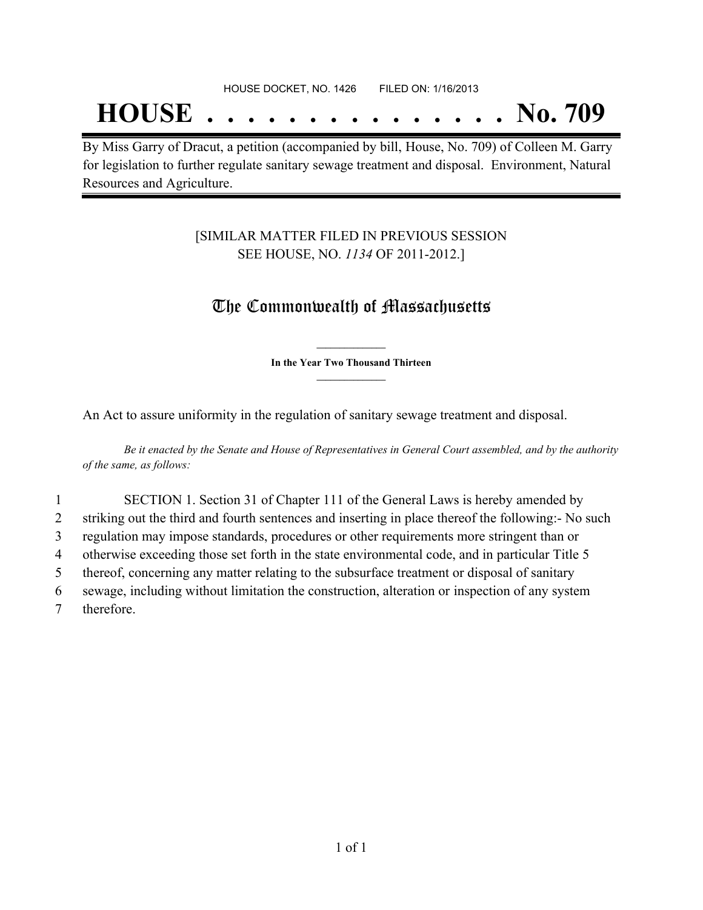HOUSE DOCKET, NO. 1426 FILED ON: 1/16/2013

# HOUSE . . . . . . . . . . . . . . . No. 709

By Miss Garry of Dracut, a petition (accompanied by bill, House, No. 709) of Colleen M. Garry for legislation to further regulate sanitary sewage treatment and disposal. Environment, Natural Resources and Agriculture.

[SIMILAR MATTER FILED IN PREVIOUS SESSION SEE HOUSE, NO. *1134* OF 2011-2012.]

## The Commonwealth of Massachusetts

**In the Year Two Thousand Thirteen**

An Act to assure uniformity in the regulation of sanitary sewage treatment and disposal.

*Be it enacted by the Senate and House of Representatives in General Court assembled, and by the authority of the same, as follows:*

1 SECTION 1. Section 31 of Chapter 111 of the General Laws is hereby amended by
2 striking out the third and fourth sentences and inserting in place thereof the following:- No such
3 regulation may impose standards, procedures or other requirements more stringent than or
4 otherwise exceeding those set forth in the state environmental code, and in particular Title 5
5 thereof, concerning any matter relating to the subsurface treatment or disposal of sanitary
6 sewage, including without limitation the construction, alteration or inspection of any system
7 therefore.